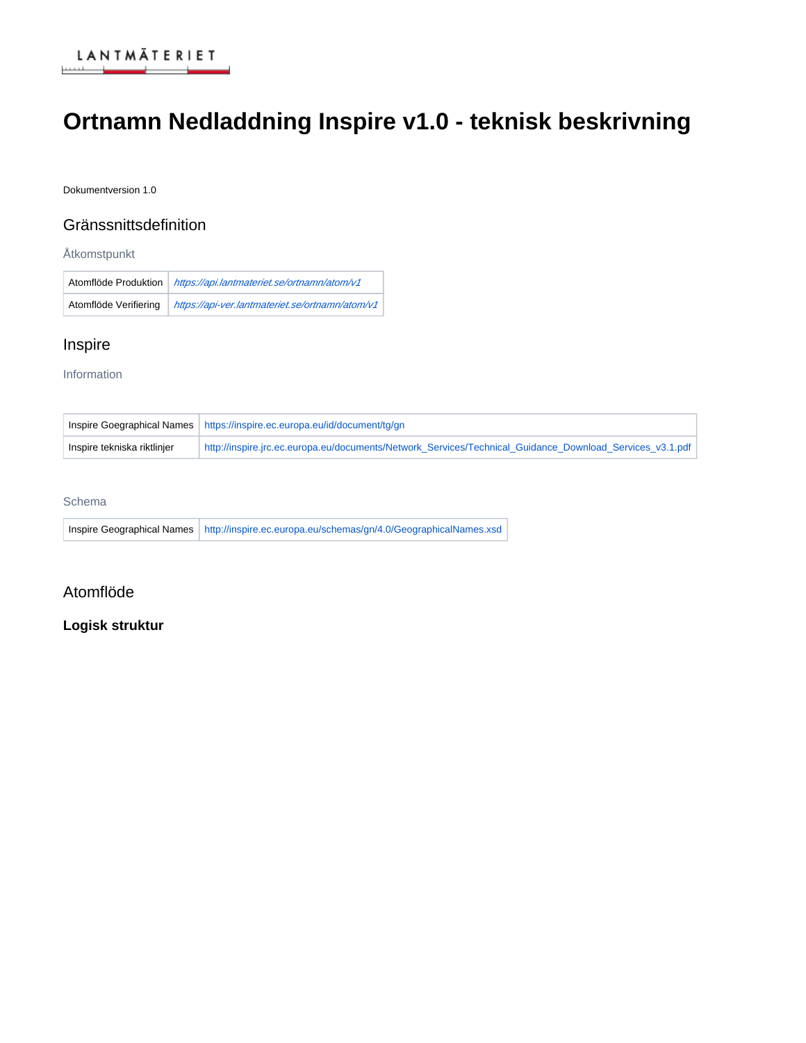# Ortnamn Nedladdning Inspire v1.0 - teknisk beskrivning

Dokumentversion 1.0

## Gränssnittsdefinition

### Åtkomstpunkt

| Atomflöde Produktion | *https://api.lantmateriet.se/ortnamn/atom/v1* |
|---|---|
| Atomflöde Verifiering | *https://api-ver.lantmateriet.se/ortnamn/atom/v1* |

## Inspire

### Information

| Inspire Goegraphical Names | https://inspire.ec.europa.eu/id/document/tg/gn |
|---|---|
| Inspire tekniska riktlinjer | http://inspire.jrc.ec.europa.eu/documents/Network_Services/Technical_Guidance_Download_Services_v3.1.pdf |

### Schema

| Inspire Geographical Names | http://inspire.ec.europa.eu/schemas/gn/4.0/GeographicalNames.xsd |
|---|---|

## Atomflöde

**Logisk struktur**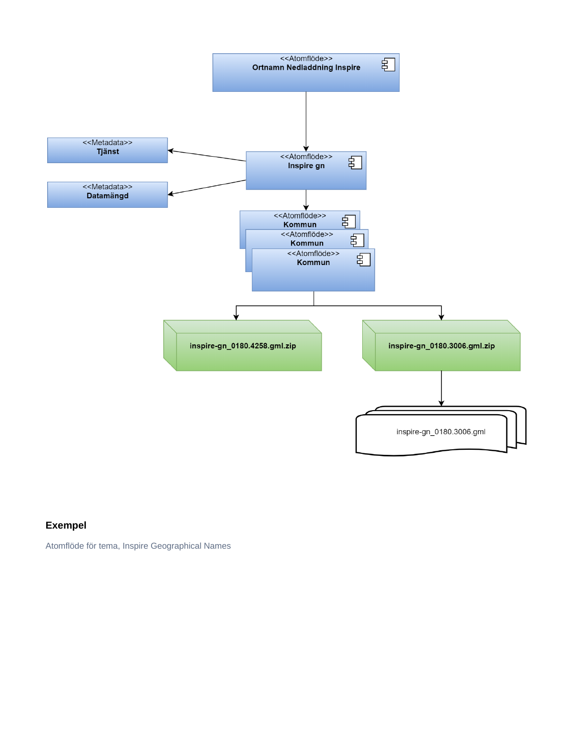<<Atomflöde>>
**Ortnamn Nedladdning Inspire**

<<Metadata>>
**Tjänst**

<<Atomflöde>>
**Inspire gn**

<<Metadata>>
**Datamängd**

<<Atomflöde>>
**Kommun**

<<Atomflöde>>
**Kommun**

<<Atomflöde>>
**Kommun**

**inspire-gn_0180.4258.gml.zip**

**inspire-gn_0180.3006.gml.zip**

inspire-gn_0180.3006.gml

### Exempel

Atomflöde för tema, Inspire Geographical Names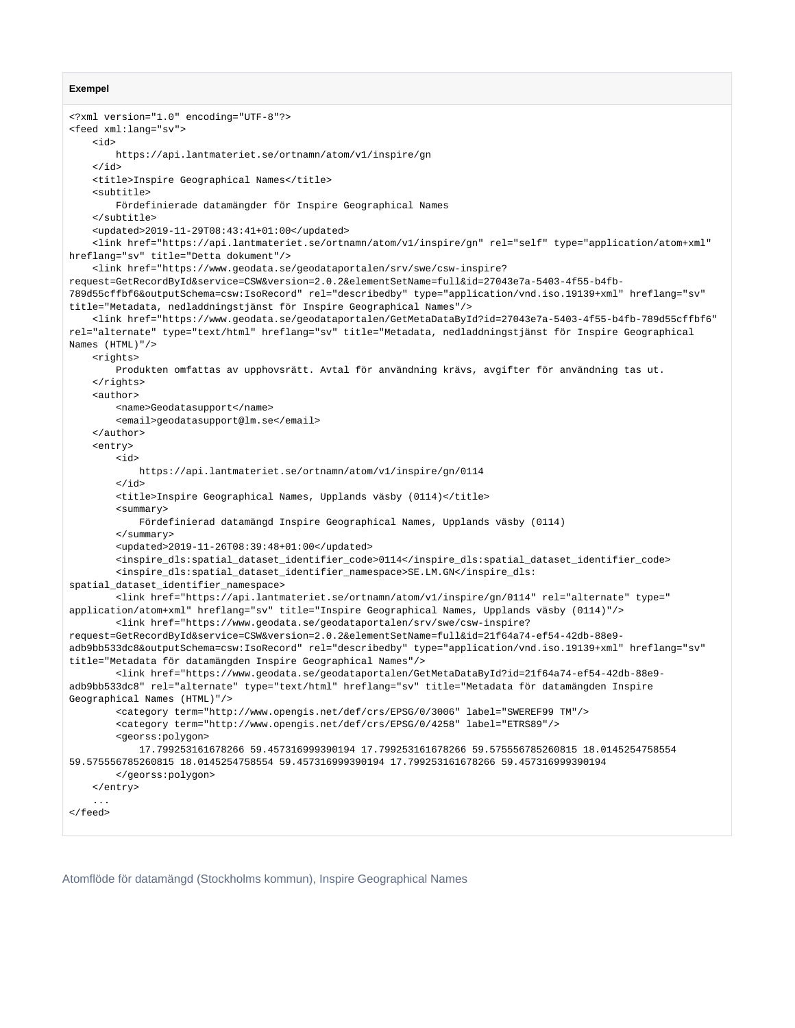**Exempel**

```
<?xml version="1.0" encoding="UTF-8"?>
<feed xml:lang="sv">
    <id>
        https://api.lantmateriet.se/ortnamn/atom/v1/inspire/gn
    </id>
    <title>Inspire Geographical Names</title>
    <subtitle>
        Fördefinierade datamängder för Inspire Geographical Names
    </subtitle>
    <updated>2019-11-29T08:43:41+01:00</updated>
    <link href="https://api.lantmateriet.se/ortnamn/atom/v1/inspire/gn" rel="self" type="application/atom+xml"
hreflang="sv" title="Detta dokument"/>
    <link href="https://www.geodata.se/geodataportalen/srv/swe/csw-inspire?
request=GetRecordById&service=CSW&version=2.0.2&elementSetName=full&id=27043e7a-5403-4f55-b4fb-
789d55cffbf6&outputSchema=csw:IsoRecord" rel="describedby" type="application/vnd.iso.19139+xml" hreflang="sv"
title="Metadata, nedladdningstjänst för Inspire Geographical Names"/>
    <link href="https://www.geodata.se/geodataportalen/GetMetaDataById?id=27043e7a-5403-4f55-b4fb-789d55cffbf6"
rel="alternate" type="text/html" hreflang="sv" title="Metadata, nedladdningstjänst för Inspire Geographical
Names (HTML)"/>
    <rights>
        Produkten omfattas av upphovsrätt. Avtal för användning krävs, avgifter för användning tas ut.
    </rights>
    <author>
        <name>Geodatasupport</name>
        <email>geodatasupport@lm.se</email>
    </author>
    <entry>
        <id>
            https://api.lantmateriet.se/ortnamn/atom/v1/inspire/gn/0114
        </id>
        <title>Inspire Geographical Names, Upplands väsby (0114)</title>
        <summary>
            Fördefinierad datamängd Inspire Geographical Names, Upplands väsby (0114)
        </summary>
        <updated>2019-11-26T08:39:48+01:00</updated>
        <inspire_dls:spatial_dataset_identifier_code>0114</inspire_dls:spatial_dataset_identifier_code>
        <inspire_dls:spatial_dataset_identifier_namespace>SE.LM.GN</inspire_dls:
spatial_dataset_identifier_namespace>
        <link href="https://api.lantmateriet.se/ortnamn/atom/v1/inspire/gn/0114" rel="alternate" type="
application/atom+xml" hreflang="sv" title="Inspire Geographical Names, Upplands väsby (0114)"/>
        <link href="https://www.geodata.se/geodataportalen/srv/swe/csw-inspire?
request=GetRecordById&service=CSW&version=2.0.2&elementSetName=full&id=21f64a74-ef54-42db-88e9-
adb9bb533dc8&outputSchema=csw:IsoRecord" rel="describedby" type="application/vnd.iso.19139+xml" hreflang="sv"
title="Metadata för datamängden Inspire Geographical Names"/>
        <link href="https://www.geodata.se/geodataportalen/GetMetaDataById?id=21f64a74-ef54-42db-88e9-
adb9bb533dc8" rel="alternate" type="text/html" hreflang="sv" title="Metadata för datamängden Inspire
Geographical Names (HTML)"/>
        <category term="http://www.opengis.net/def/crs/EPSG/0/3006" label="SWEREF99 TM"/>
        <category term="http://www.opengis.net/def/crs/EPSG/0/4258" label="ETRS89"/>
        <georss:polygon>
            17.799253161678266 59.457316999390194 17.799253161678266 59.575556785260815 18.0145254758554
59.575556785260815 18.0145254758554 59.457316999390194 17.799253161678266 59.457316999390194
        </georss:polygon>
    </entry>
    ...
</feed>
```

Atomflöde för datamängd (Stockholms kommun), Inspire Geographical Names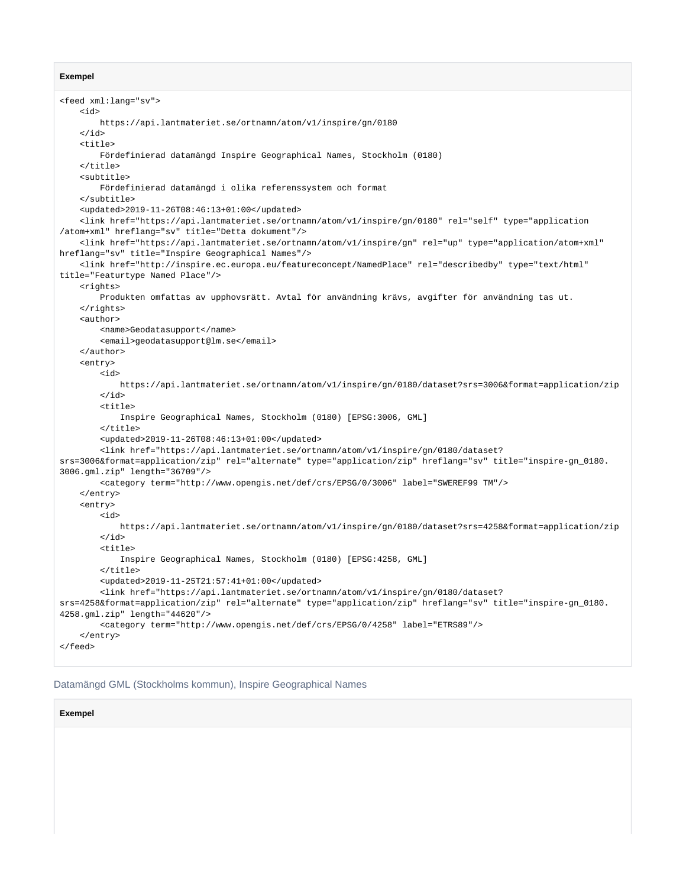**Exempel**

```
<feed xml:lang="sv">
    <id>
        https://api.lantmateriet.se/ortnamn/atom/v1/inspire/gn/0180
    </id>
    <title>
        Fördefinierad datamängd Inspire Geographical Names, Stockholm (0180)
    </title>
    <subtitle>
        Fördefinierad datamängd i olika referenssystem och format
    </subtitle>
    <updated>2019-11-26T08:46:13+01:00</updated>
    <link href="https://api.lantmateriet.se/ortnamn/atom/v1/inspire/gn/0180" rel="self" type="application
/atom+xml" hreflang="sv" title="Detta dokument"/>
    <link href="https://api.lantmateriet.se/ortnamn/atom/v1/inspire/gn" rel="up" type="application/atom+xml"
hreflang="sv" title="Inspire Geographical Names"/>
    <link href="http://inspire.ec.europa.eu/featureconcept/NamedPlace" rel="describedby" type="text/html"
title="Featurtype Named Place"/>
    <rights>
        Produkten omfattas av upphovsrätt. Avtal för användning krävs, avgifter för användning tas ut.
    </rights>
    <author>
        <name>Geodatasupport</name>
        <email>geodatasupport@lm.se</email>
    </author>
    <entry>
        <id>
            https://api.lantmateriet.se/ortnamn/atom/v1/inspire/gn/0180/dataset?srs=3006&format=application/zip
        </id>
        <title>
            Inspire Geographical Names, Stockholm (0180) [EPSG:3006, GML]
        </title>
        <updated>2019-11-26T08:46:13+01:00</updated>
        <link href="https://api.lantmateriet.se/ortnamn/atom/v1/inspire/gn/0180/dataset?
srs=3006&format=application/zip" rel="alternate" type="application/zip" hreflang="sv" title="inspire-gn_0180.
3006.gml.zip" length="36709"/>
        <category term="http://www.opengis.net/def/crs/EPSG/0/3006" label="SWEREF99 TM"/>
    </entry>
    <entry>
        <id>
            https://api.lantmateriet.se/ortnamn/atom/v1/inspire/gn/0180/dataset?srs=4258&format=application/zip
        </id>
        <title>
            Inspire Geographical Names, Stockholm (0180) [EPSG:4258, GML]
        </title>
        <updated>2019-11-25T21:57:41+01:00</updated>
        <link href="https://api.lantmateriet.se/ortnamn/atom/v1/inspire/gn/0180/dataset?
srs=4258&format=application/zip" rel="alternate" type="application/zip" hreflang="sv" title="inspire-gn_0180.
4258.gml.zip" length="44620"/>
        <category term="http://www.opengis.net/def/crs/EPSG/0/4258" label="ETRS89"/>
    </entry>
</feed>
```

Datamängd GML (Stockholms kommun), Inspire Geographical Names

**Exempel**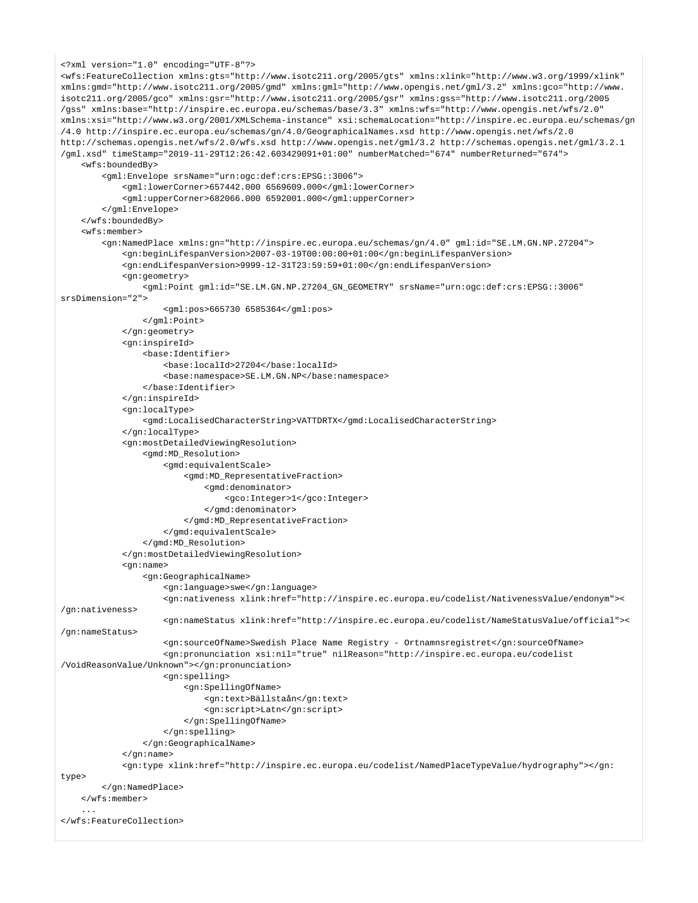```xml
<?xml version="1.0" encoding="UTF-8"?>
<wfs:FeatureCollection xmlns:gts="http://www.isotc211.org/2005/gts" xmlns:xlink="http://www.w3.org/1999/xlink"
xmlns:gmd="http://www.isotc211.org/2005/gmd" xmlns:gml="http://www.opengis.net/gml/3.2" xmlns:gco="http://www.
isotc211.org/2005/gco" xmlns:gsr="http://www.isotc211.org/2005/gsr" xmlns:gss="http://www.isotc211.org/2005
/gss" xmlns:base="http://inspire.ec.europa.eu/schemas/base/3.3" xmlns:wfs="http://www.opengis.net/wfs/2.0"
xmlns:xsi="http://www.w3.org/2001/XMLSchema-instance" xsi:schemaLocation="http://inspire.ec.europa.eu/schemas/gn
/4.0 http://inspire.ec.europa.eu/schemas/gn/4.0/GeographicalNames.xsd http://www.opengis.net/wfs/2.0
http://schemas.opengis.net/wfs/2.0/wfs.xsd http://www.opengis.net/gml/3.2 http://schemas.opengis.net/gml/3.2.1
/gml.xsd" timeStamp="2019-11-29T12:26:42.603429091+01:00" numberMatched="674" numberReturned="674">
    <wfs:boundedBy>
        <gml:Envelope srsName="urn:ogc:def:crs:EPSG::3006">
            <gml:lowerCorner>657442.000 6569609.000</gml:lowerCorner>
            <gml:upperCorner>682066.000 6592001.000</gml:upperCorner>
        </gml:Envelope>
    </wfs:boundedBy>
    <wfs:member>
        <gn:NamedPlace xmlns:gn="http://inspire.ec.europa.eu/schemas/gn/4.0" gml:id="SE.LM.GN.NP.27204">
            <gn:beginLifespanVersion>2007-03-19T00:00:00+01:00</gn:beginLifespanVersion>
            <gn:endLifespanVersion>9999-12-31T23:59:59+01:00</gn:endLifespanVersion>
            <gn:geometry>
                <gml:Point gml:id="SE.LM.GN.NP.27204_GN_GEOMETRY" srsName="urn:ogc:def:crs:EPSG::3006"
srsDimension="2">
                    <gml:pos>665730 6585364</gml:pos>
                </gml:Point>
            </gn:geometry>
            <gn:inspireId>
                <base:Identifier>
                    <base:localId>27204</base:localId>
                    <base:namespace>SE.LM.GN.NP</base:namespace>
                </base:Identifier>
            </gn:inspireId>
            <gn:localType>
                <gmd:LocalisedCharacterString>VATTDRTX</gmd:LocalisedCharacterString>
            </gn:localType>
            <gn:mostDetailedViewingResolution>
                <gmd:MD_Resolution>
                    <gmd:equivalentScale>
                        <gmd:MD_RepresentativeFraction>
                            <gmd:denominator>
                                <gco:Integer>1</gco:Integer>
                            </gmd:denominator>
                        </gmd:MD_RepresentativeFraction>
                    </gmd:equivalentScale>
                </gmd:MD_Resolution>
            </gn:mostDetailedViewingResolution>
            <gn:name>
                <gn:GeographicalName>
                    <gn:language>swe</gn:language>
                    <gn:nativeness xlink:href="http://inspire.ec.europa.eu/codelist/NativenessValue/endonym"><
/gn:nativeness>
                    <gn:nameStatus xlink:href="http://inspire.ec.europa.eu/codelist/NameStatusValue/official"><
/gn:nameStatus>
                    <gn:sourceOfName>Swedish Place Name Registry - Ortnamnsregistret</gn:sourceOfName>
                    <gn:pronunciation xsi:nil="true" nilReason="http://inspire.ec.europa.eu/codelist
/VoidReasonValue/Unknown"></gn:pronunciation>
                    <gn:spelling>
                        <gn:SpellingOfName>
                            <gn:text>Bällstaån</gn:text>
                            <gn:script>Latn</gn:script>
                        </gn:SpellingOfName>
                    </gn:spelling>
                </gn:GeographicalName>
            </gn:name>
            <gn:type xlink:href="http://inspire.ec.europa.eu/codelist/NamedPlaceTypeValue/hydrography"></gn:
type>
        </gn:NamedPlace>
    </wfs:member>
    ...
</wfs:FeatureCollection>
```